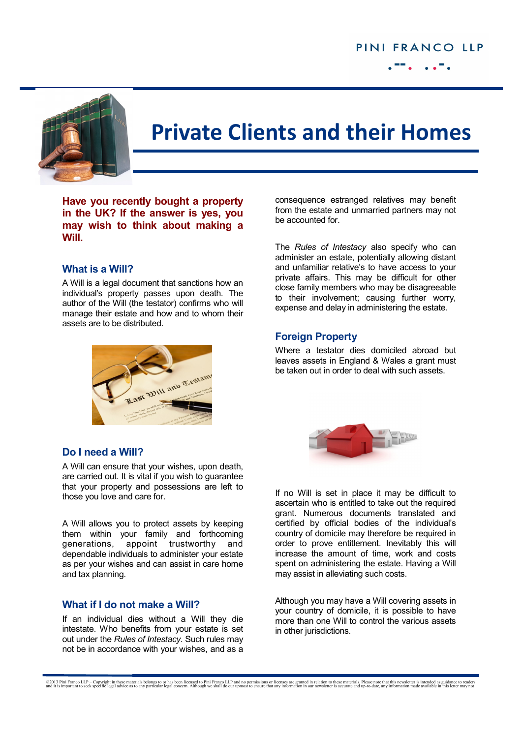PINI FRANCO LLP

# Private Clients and their Homes

**Have you recently bought a property in the UK? If the answer is yes, you may wish to think about making a Will.**

## What is a Will?

A Will is a legal document that sanctions how an individual's property passes upon death. The author of the Will (the testator) confirms who will manage their estate and how and to whom their assets are to be distributed.

## Do I need a Will?

A Will can ensure that your wishes, upon death, are carried out. It is vital if you wish to guarantee that your property and possessions are left to those you love and care for.

A Will allows you to protect assets by keeping them within your family and forthcoming generations, appoint trustworthy and dependable individuals to administer your estate as per your wishes and can assist in care home and tax planning.

## What if I do not make a Will?

If an individual dies without a Will they die intestate. Who benefits from your estate is set out under the *Rules of Intestacy*. Such rules may not be in accordance with your wishes, and as a consequence estranged relatives may benefit from the estate and unmarried partners may not be accounted for.

The *Rules of Intestacy* also specify who can administer an estate, potentially allowing distant and unfamiliar relative's to have access to your private affairs. This may be difficult for other close family members who may be disagreeable to their involvement; causing further worry, expense and delay in administering the estate.

## Foreign Property

Where a testator dies domiciled abroad but leaves assets in England & Wales a grant must be taken out in order to deal with such assets.

If no Will is set in place it may be difficult to ascertain who is entitled to take out the required grant. Numerous documents translated and certified by official bodies of the individual's country of domicile may therefore be required in order to prove entitlement. Inevitably this will increase the amount of time, work and costs spent on administering the estate. Having a Will may assist in alleviating such costs.

Although you may have a Will covering assets in your country of domicile, it is possible to have more than one Will to control the various assets in other jurisdictions.

©2013 Pini Franco LLP – Copyright in these materials belongs to or has been licensed to Pini Franco LLP and no permissions or licenses are granted in relation to these materials. Please note that this newsletter is intended as guidance to readers and it is important to seek specific legal advice as to any particular legal concern. Although we shall do our upmost to ensure that any information in our newsletter is accurate and up-to-date, any information made available in this letter may not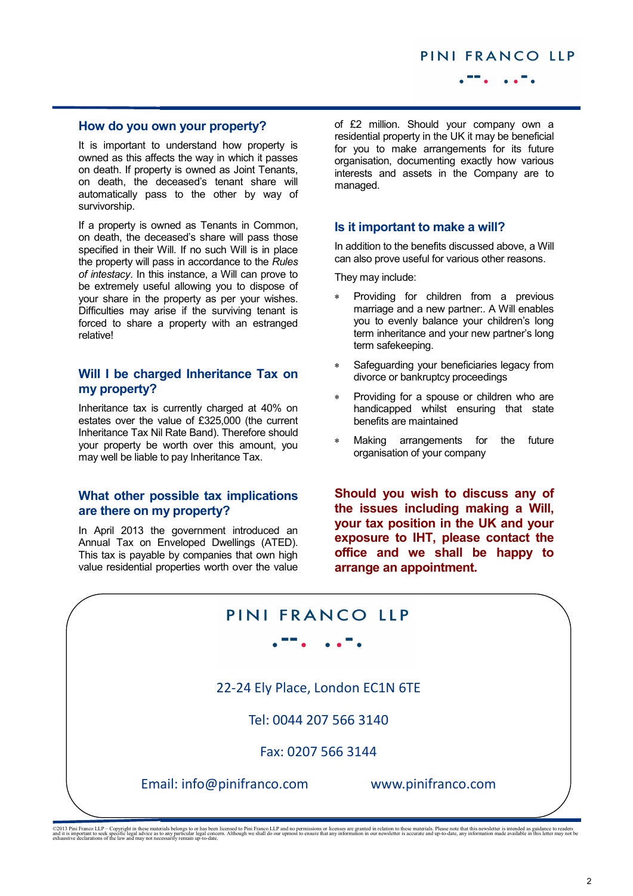## How do you own your property?

It is important to understand how property is owned as this affects the way in which it passes on death. If property is owned as Joint Tenants, on death, the deceased's tenant share will automatically pass to the other by way of survivorship.

If a property is owned as Tenants in Common, on death, the deceased's share will pass those specified in their Will. If no such Will is in place the property will pass in accordance to the *Rules of intestacy*. In this instance, a Will can prove to be extremely useful allowing you to dispose of your share in the property as per your wishes. Difficulties may arise if the surviving tenant is forced to share a property with an estranged relative!

## Will I be charged Inheritance Tax on my property?

Inheritance tax is currently charged at 40% on estates over the value of £325,000 (the current Inheritance Tax Nil Rate Band). Therefore should your property be worth over this amount, you may well be liable to pay Inheritance Tax.

## What other possible tax implications are there on my property?

In April 2013 the government introduced an Annual Tax on Enveloped Dwellings (ATED). This tax is payable by companies that own high value residential properties worth over the value of £2 million. Should your company own a residential property in the UK it may be beneficial for you to make arrangements for its future organisation, documenting exactly how various interests and assets in the Company are to managed.

## Is it important to make a will?

In addition to the benefits discussed above, a Will can also prove useful for various other reasons.

They may include:

- Providing for children from a previous marriage and a new partner:. A Will enables you to evenly balance your children's long term inheritance and your new partner's long term safekeeping.
- Safeguarding your beneficiaries legacy from divorce or bankruptcy proceedings
- Providing for a spouse or children who are handicapped whilst ensuring that state benefits are maintained
- Making arrangements for the future organisation of your company

**Should you wish to discuss any of the issues including making a Will, your tax position in the UK and your exposure to IHT, please contact the office and we shall be happy to arrange an appointment.**

PINI FRANCO LLP

22-24 Ely Place, London EC1N 6TE

Tel: 0044 207 566 3140

Fax: 0207 566 3144

Email: info@pinifranco.com www.pinifranco.com

©2013 Pini Franco LLP – Copyright in these materials belongs to or has been licensed to Pini Franco LLP and no permissions or licenses are granted in relation to these materials. Please note that this newsletter is intended as guidance to readers and it is important to seek specific legal advice as to any particular legal concern. Although we shall do our upmost to ensure that any information in our newsletter is accurate and up-to-date, any information made available in this letter may not be exhaustive declarations of the law and may not necessarily remain up-to-date.